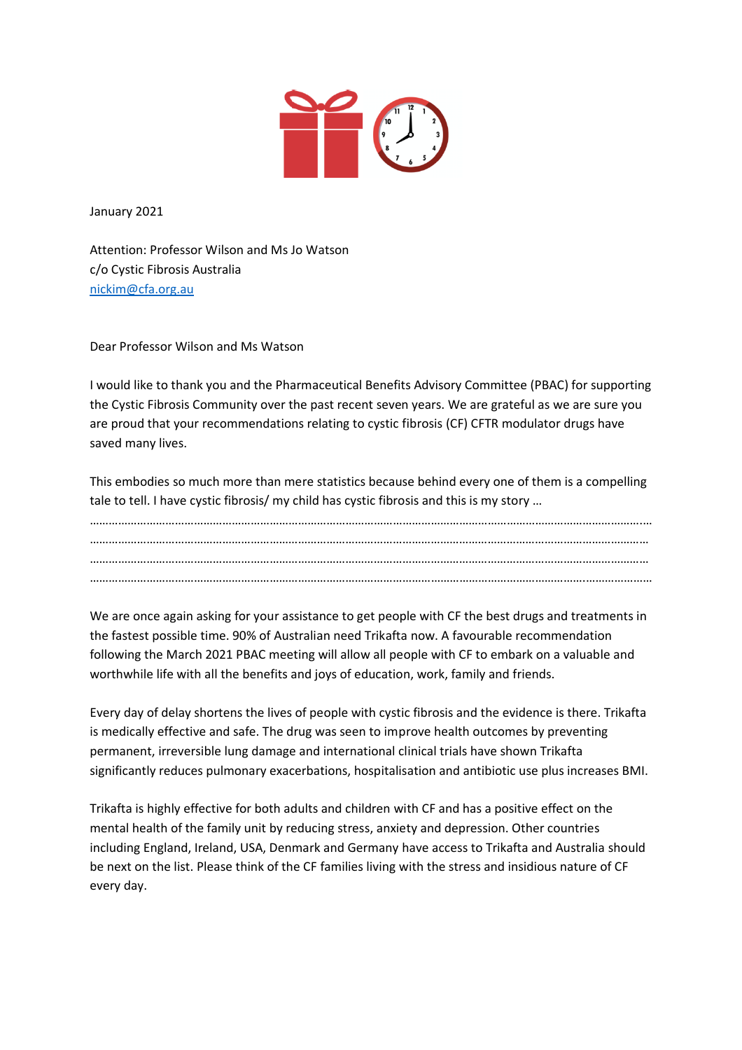January 2021

Attention: Professor Wilson and Ms Jo Watson
c/o Cystic Fibrosis Australia
[nickim@cfa.org.au](mailto:nickim@cfa.org.au)

Dear Professor Wilson and Ms Watson

I would like to thank you and the Pharmaceutical Benefits Advisory Committee (PBAC) for supporting the Cystic Fibrosis Community over the past recent seven years. We are grateful as we are sure you are proud that your recommendations relating to cystic fibrosis (CF) CFTR modulator drugs have saved many lives.

This embodies so much more than mere statistics because behind every one of them is a compelling tale to tell. I have cystic fibrosis/ my child has cystic fibrosis and this is my story …

………………………………………………………………………………………………………………………………………………
………………………………………………………………………………………………………………………………………………
………………………………………………………………………………………………………………………………………………
………………………………………………………………………………………………………………………………………………

We are once again asking for your assistance to get people with CF the best drugs and treatments in the fastest possible time. 90% of Australian need Trikafta now. A favourable recommendation following the March 2021 PBAC meeting will allow all people with CF to embark on a valuable and worthwhile life with all the benefits and joys of education, work, family and friends.

Every day of delay shortens the lives of people with cystic fibrosis and the evidence is there. Trikafta is medically effective and safe. The drug was seen to improve health outcomes by preventing permanent, irreversible lung damage and international clinical trials have shown Trikafta significantly reduces pulmonary exacerbations, hospitalisation and antibiotic use plus increases BMI.

Trikafta is highly effective for both adults and children with CF and has a positive effect on the mental health of the family unit by reducing stress, anxiety and depression. Other countries including England, Ireland, USA, Denmark and Germany have access to Trikafta and Australia should be next on the list. Please think of the CF families living with the stress and insidious nature of CF every day.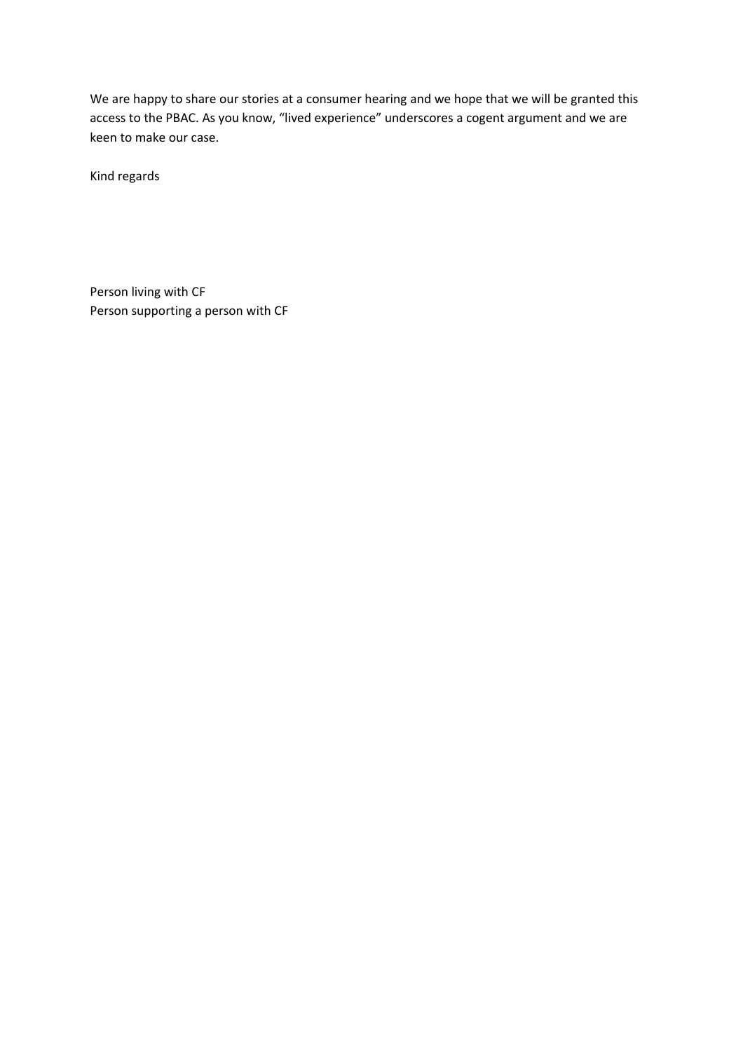We are happy to share our stories at a consumer hearing and we hope that we will be granted this access to the PBAC. As you know, "lived experience" underscores a cogent argument and we are keen to make our case.

Kind regards

Person living with CF
Person supporting a person with CF